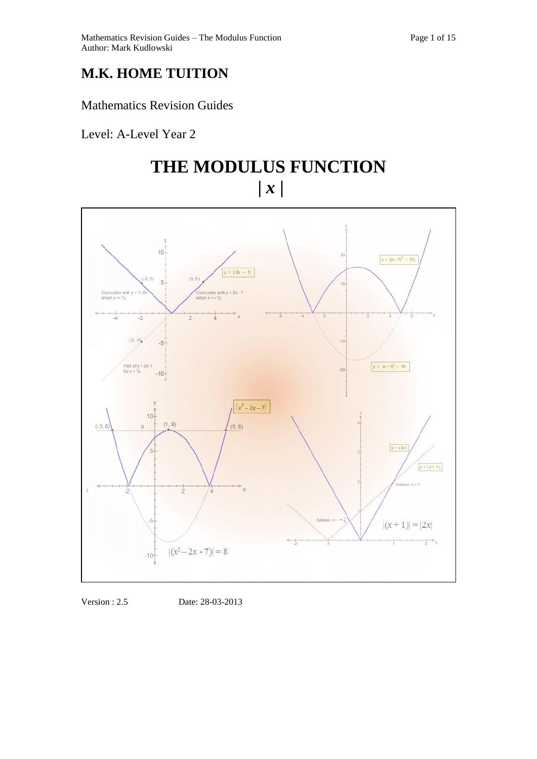# M.K. HOME TUITION

Mathematics Revision Guides

Level: A-Level Year 2

# THE MODULUS FUNCTION

## $|x|$

Version : 2.5 Date: 28-03-2013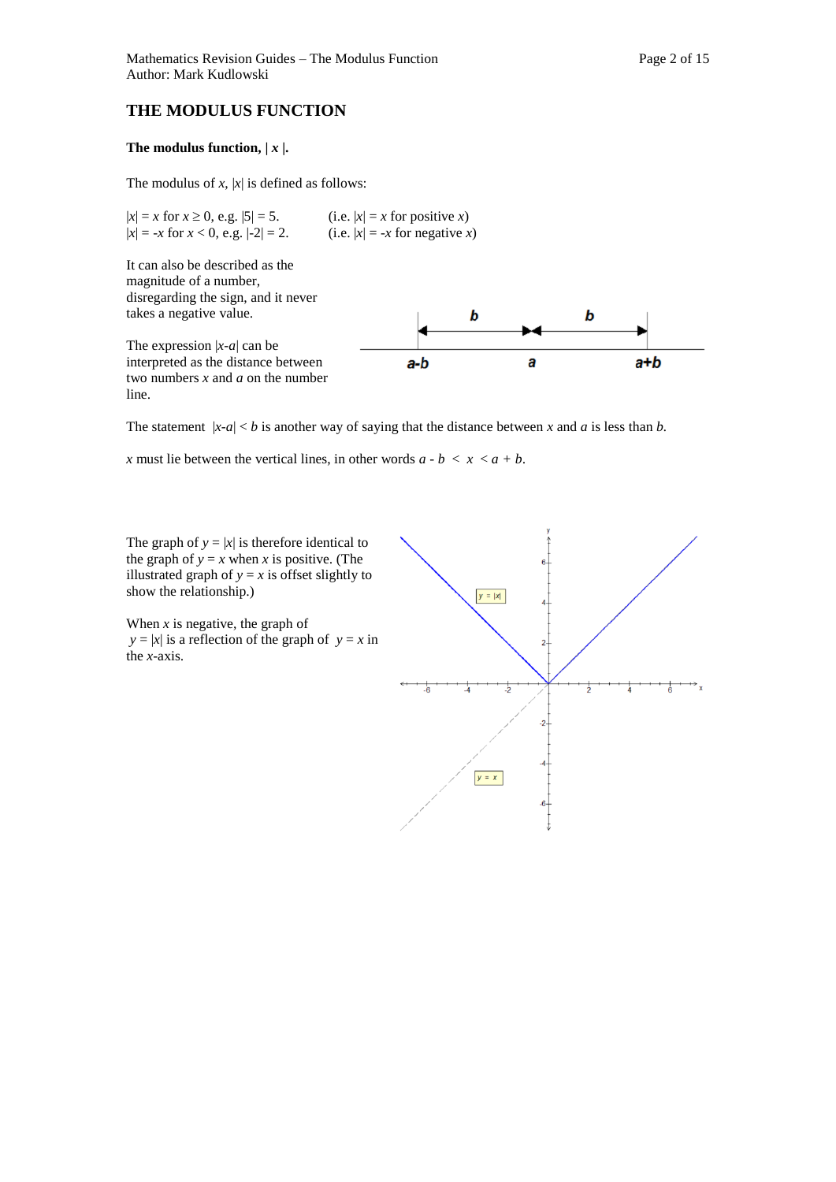# THE MODULUS FUNCTION

**The modulus function, $|x|$.**

The modulus of $x$, $|x|$ is defined as follows:

$|x| = x$ for $x \geq 0$, e.g. $|5| = 5$. (i.e. $|x| = x$ for positive $x$)
$|x| = -x$ for $x < 0$, e.g. $|-2| = 2$. (i.e. $|x| = -x$ for negative $x$)

It can also be described as the magnitude of a number, disregarding the sign, and it never takes a negative value.

The expression $|x-a|$ can be interpreted as the distance between two numbers $x$ and $a$ on the number line.

The statement $|x-a| < b$ is another way of saying that the distance between $x$ and $a$ is less than $b$.

$x$ must lie between the vertical lines, in other words $a - b < x < a + b$.

The graph of $y = |x|$ is therefore identical to the graph of $y = x$ when $x$ is positive. (The illustrated graph of $y = x$ is offset slightly to show the relationship.)

When $x$ is negative, the graph of $y = |x|$ is a reflection of the graph of $y = x$ in the $x$-axis.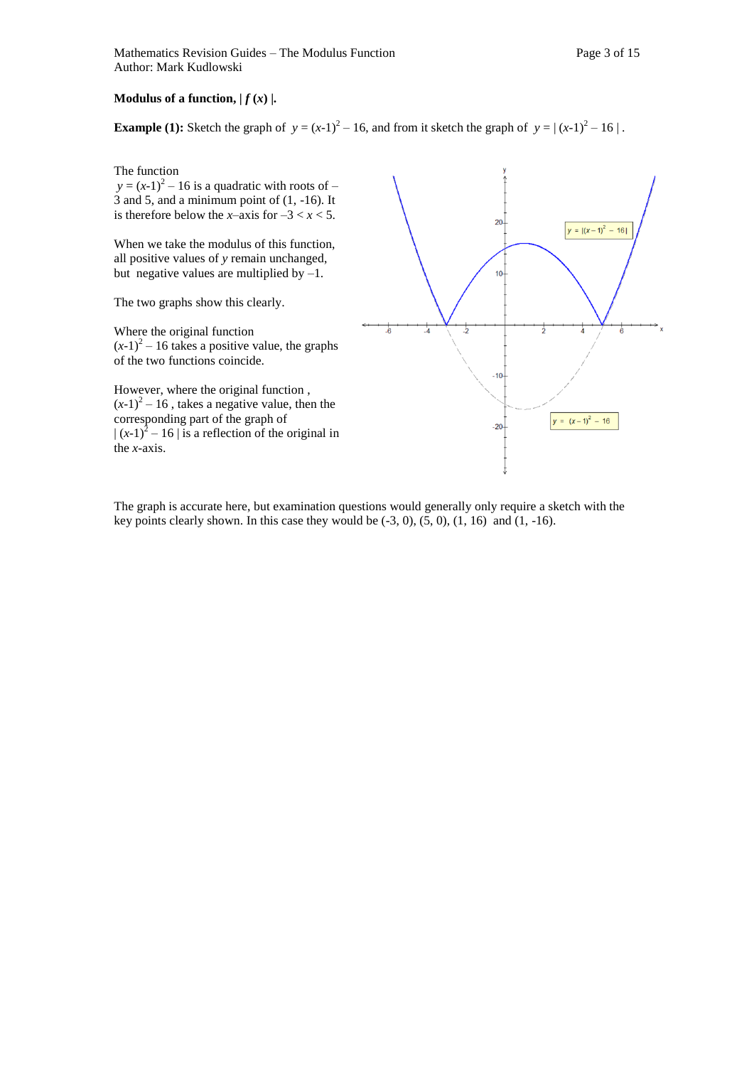**Modulus of a function, $|f(x)|$.**

**Example (1):** Sketch the graph of $y = (x-1)^2 - 16$, and from it sketch the graph of $y = |(x-1)^2 - 16|$.

The function $y = (x-1)^2 - 16$ is a quadratic with roots of $-3$ and 5, and a minimum point of $(1, -16)$. It is therefore below the $x$–axis for $-3 < x < 5$.

When we take the modulus of this function, all positive values of $y$ remain unchanged, but negative values are multiplied by $-1$.

The two graphs show this clearly.

Where the original function $(x-1)^2 - 16$ takes a positive value, the graphs of the two functions coincide.

However, where the original function, $(x-1)^2 - 16$, takes a negative value, then the corresponding part of the graph of $|(x-1)^2 - 16|$ is a reflection of the original in the $x$-axis.

The graph is accurate here, but examination questions would generally only require a sketch with the key points clearly shown. In this case they would be $(-3, 0)$, $(5, 0)$, $(1, 16)$ and $(1, -16)$.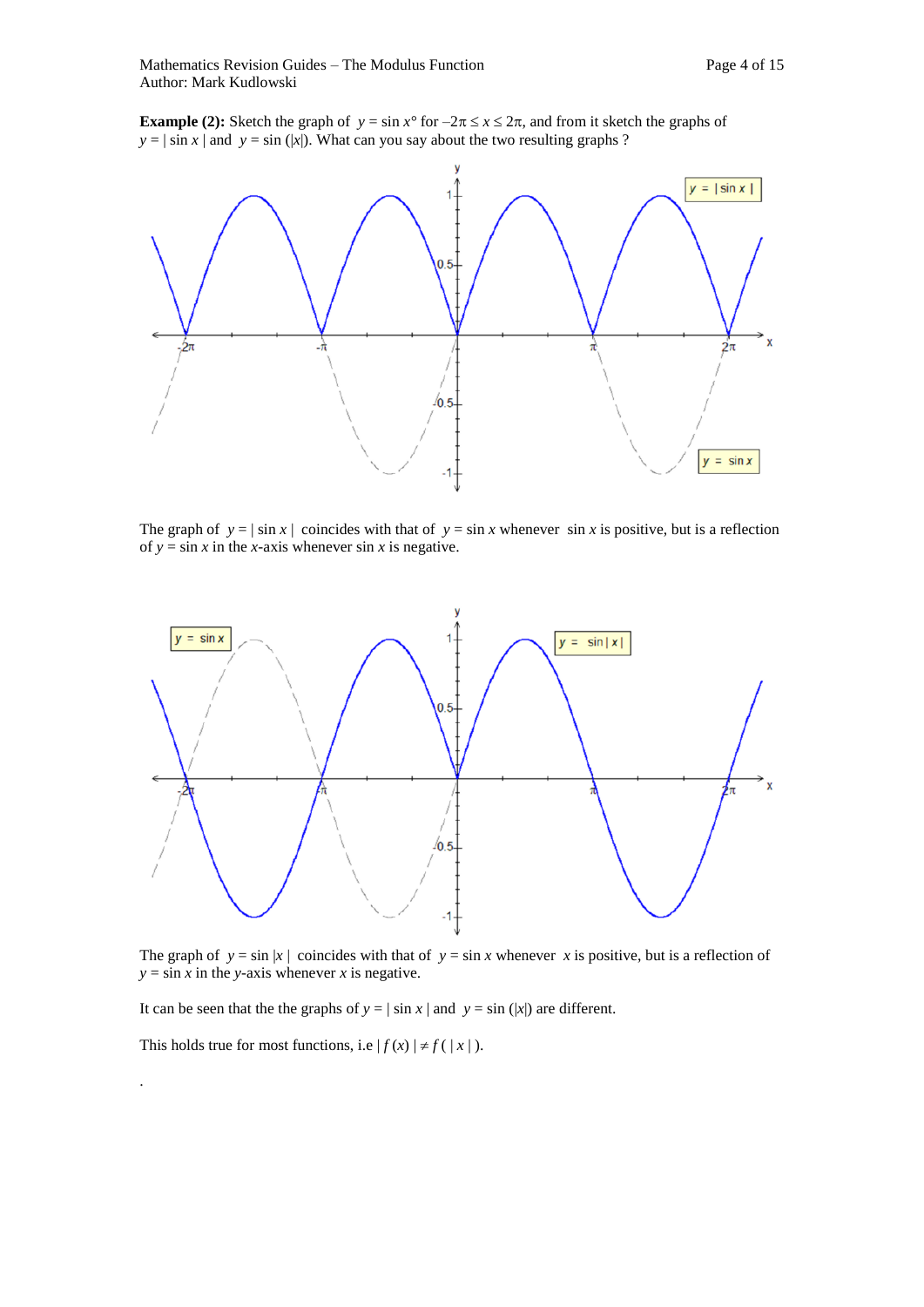**Example (2):** Sketch the graph of $y = \sin x°$ for $-2\pi \le x \le 2\pi$, and from it sketch the graphs of $y = |\sin x|$ and $y = \sin(|x|)$. What can you say about the two resulting graphs ?

The graph of $y = |\sin x|$ coincides with that of $y = \sin x$ whenever $\sin x$ is positive, but is a reflection of $y = \sin x$ in the $x$-axis whenever $\sin x$ is negative.

The graph of $y = \sin |x|$ coincides with that of $y = \sin x$ whenever $x$ is positive, but is a reflection of $y = \sin x$ in the $y$-axis whenever $x$ is negative.

It can be seen that the the graphs of $y = |\sin x|$ and $y = \sin(|x|)$ are different.

This holds true for most functions, i.e $|f(x)| \ne f(|x|)$.

.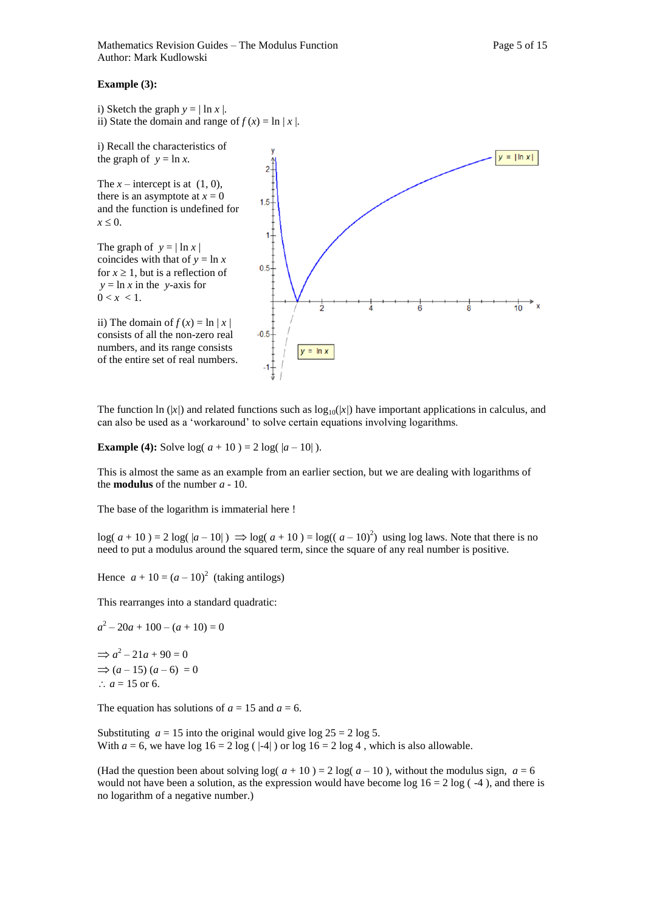**Example (3):**

i) Sketch the graph $y = |\ln x|$.
ii) State the domain and range of $f(x) = \ln|x|$.

i) Recall the characteristics of the graph of $y = \ln x$.

The $x$ – intercept is at $(1, 0)$, there is an asymptote at $x = 0$ and the function is undefined for $x \le 0$.

The graph of $y = |\ln x|$ coincides with that of $y = \ln x$ for $x \ge 1$, but is a reflection of $y = \ln x$ in the $y$-axis for $0 < x < 1$.

ii) The domain of $f(x) = \ln|x|$ consists of all the non-zero real numbers, and its range consists of the entire set of real numbers.

The function $\ln(|x|)$ and related functions such as $\log_{10}(|x|)$ have important applications in calculus, and can also be used as a 'workaround' to solve certain equations involving logarithms.

**Example (4):** Solve $\log(a + 10) = 2\log(|a - 10|)$.

This is almost the same as an example from an earlier section, but we are dealing with logarithms of the **modulus** of the number $a$ - 10.

The base of the logarithm is immaterial here !

$\log(a + 10) = 2\log(|a - 10|) \Rightarrow \log(a + 10) = \log((a - 10)^2)$ using log laws. Note that there is no need to put a modulus around the squared term, since the square of any real number is positive.

Hence $a + 10 = (a - 10)^2$ (taking antilogs)

This rearranges into a standard quadratic:

$a^2 - 20a + 100 - (a + 10) = 0$

$\Rightarrow a^2 - 21a + 90 = 0$
$\Rightarrow (a - 15)(a - 6) = 0$
$\therefore a = 15$ or $6$.

The equation has solutions of $a = 15$ and $a = 6$.

Substituting $a = 15$ into the original would give $\log 25 = 2\log 5$.
With $a = 6$, we have $\log 16 = 2\log(|-4|)$ or $\log 16 = 2\log 4$ , which is also allowable.

(Had the question been about solving $\log(a + 10) = 2\log(a - 10)$, without the modulus sign, $a = 6$ would not have been a solution, as the expression would have become $\log 16 = 2\log(-4)$, and there is no logarithm of a negative number.)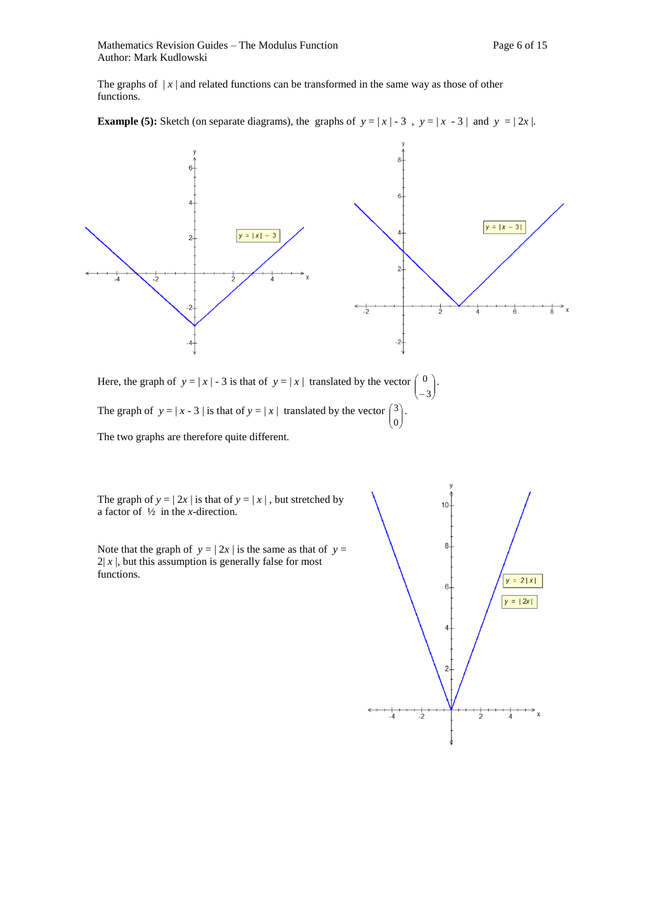The graphs of $|x|$ and related functions can be transformed in the same way as those of other functions.

**Example (5):** Sketch (on separate diagrams), the graphs of $y = |x| - 3$ , $y = |x - 3|$ and $y = |2x|$.

Here, the graph of $y = |x| - 3$ is that of $y = |x|$ translated by the vector $\begin{pmatrix} 0 \\ -3 \end{pmatrix}$.

The graph of $y = |x - 3|$ is that of $y = |x|$ translated by the vector $\begin{pmatrix} 3 \\ 0 \end{pmatrix}$.

The two graphs are therefore quite different.

The graph of $y = |2x|$ is that of $y = |x|$, but stretched by a factor of ½ in the $x$-direction.

Note that the graph of $y = |2x|$ is the same as that of $y = 2|x|$, but this assumption is generally false for most functions.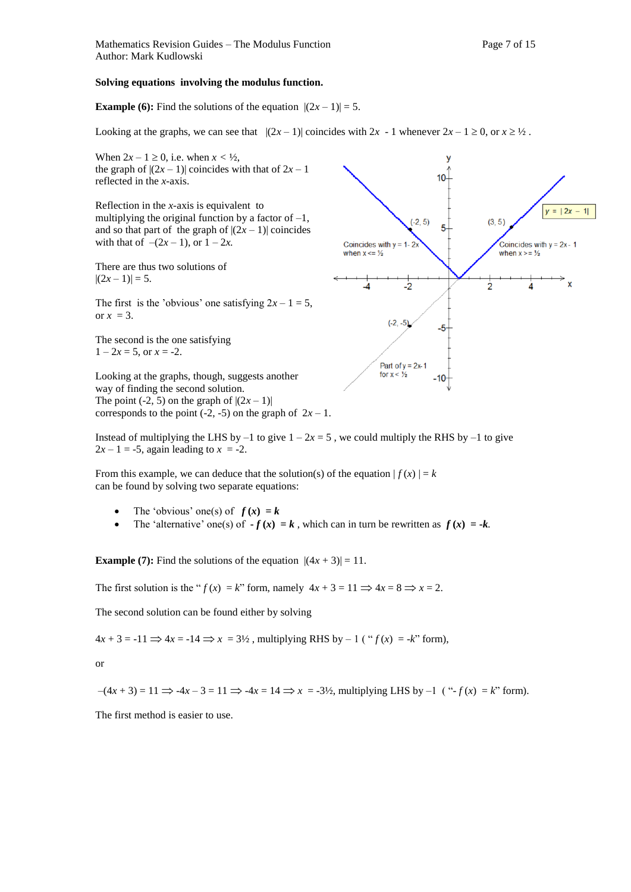**Solving equations involving the modulus function.**

**Example (6):** Find the solutions of the equation $|(2x - 1)| = 5$.

Looking at the graphs, we can see that $|(2x - 1)|$ coincides with $2x - 1$ whenever $2x - 1 \geq 0$, or $x \geq ½$.

When $2x - 1 \geq 0$, i.e. when $x < ½$, the graph of $|(2x - 1)|$ coincides with that of $2x - 1$ reflected in the $x$-axis.

Reflection in the $x$-axis is equivalent to multiplying the original function by a factor of $-1$, and so that part of the graph of $|(2x - 1)|$ coincides with that of $-(2x - 1)$, or $1 - 2x$.

There are thus two solutions of $|(2x - 1)| = 5$.

The first is the 'obvious' one satisfying $2x - 1 = 5$, or $x = 3$.

The second is the one satisfying $1 - 2x = 5$, or $x = -2$.

Looking at the graphs, though, suggests another way of finding the second solution. The point $(-2, 5)$ on the graph of $|(2x - 1)|$ corresponds to the point $(-2, -5)$ on the graph of $2x - 1$.

Instead of multiplying the LHS by $-1$ to give $1 - 2x = 5$, we could multiply the RHS by $-1$ to give $2x - 1 = -5$, again leading to $x = -2$.

From this example, we can deduce that the solution(s) of the equation $|f(x)| = k$ can be found by solving two separate equations:

- The 'obvious' one(s) of $\boldsymbol{f(x) = k}$
- The 'alternative' one(s) of $\boldsymbol{-f(x) = k}$, which can in turn be rewritten as $\boldsymbol{f(x) = -k}$.

**Example (7):** Find the solutions of the equation $|(4x + 3)| = 11$.

The first solution is the "$f(x) = k$" form, namely $4x + 3 = 11 \Rightarrow 4x = 8 \Rightarrow x = 2$.

The second solution can be found either by solving

$4x + 3 = -11 \Rightarrow 4x = -14 \Rightarrow x = 3½$, multiplying RHS by $-1$ ("$f(x) = -k$" form),

or

$-(4x + 3) = 11 \Rightarrow -4x - 3 = 11 \Rightarrow -4x = 14 \Rightarrow x = -3½$, multiplying LHS by $-1$ ("$-f(x) = k$" form).

The first method is easier to use.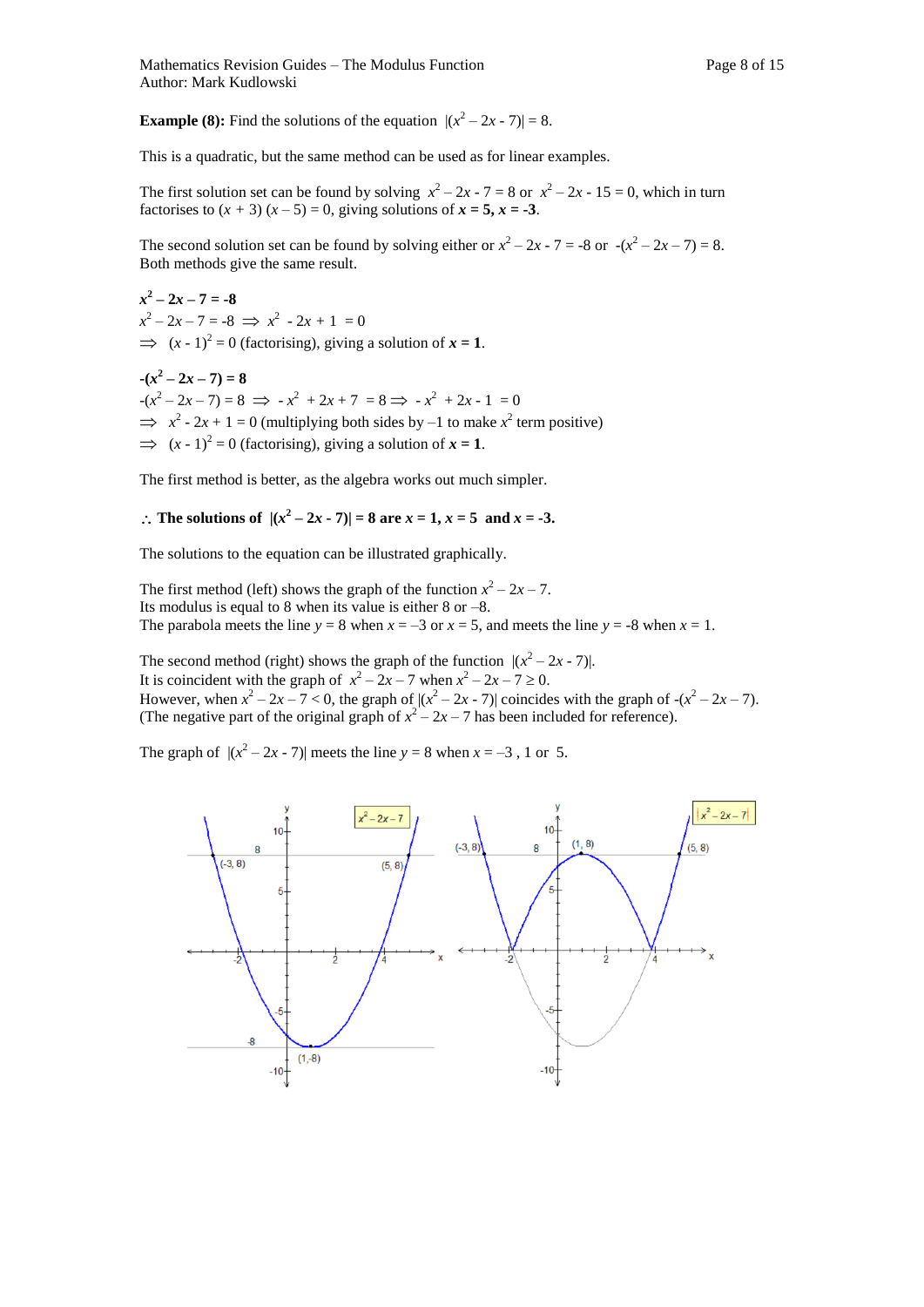**Example (8):** Find the solutions of the equation $|(x^2 - 2x - 7)| = 8$.

This is a quadratic, but the same method can be used as for linear examples.

The first solution set can be found by solving $x^2 - 2x - 7 = 8$ or $x^2 - 2x - 15 = 0$, which in turn factorises to $(x + 3)(x - 5) = 0$, giving solutions of $\boldsymbol{x = 5, x = -3}$.

The second solution set can be found by solving either or $x^2 - 2x - 7 = -8$ or $-(x^2 - 2x - 7) = 8$. Both methods give the same result.

$\boldsymbol{x^2 - 2x - 7 = -8}$

$x^2 - 2x - 7 = -8 \Rightarrow x^2 - 2x + 1 = 0$

$\Rightarrow (x - 1)^2 = 0$ (factorising), giving a solution of $\boldsymbol{x = 1}$.

$\boldsymbol{-(x^2 - 2x - 7) = 8}$

$-(x^2 - 2x - 7) = 8 \Rightarrow -x^2 + 2x + 7 = 8 \Rightarrow -x^2 + 2x - 1 = 0$

$\Rightarrow x^2 - 2x + 1 = 0$ (multiplying both sides by $-1$ to make $x^2$ term positive)

$\Rightarrow (x - 1)^2 = 0$ (factorising), giving a solution of $\boldsymbol{x = 1}$.

The first method is better, as the algebra works out much simpler.

$\therefore$ **The solutions of** $\boldsymbol{|(x^2 - 2x - 7)| = 8}$ **are** $\boldsymbol{x = 1, x = 5}$ **and** $\boldsymbol{x = -3}$**.**

The solutions to the equation can be illustrated graphically.

The first method (left) shows the graph of the function $x^2 - 2x - 7$.
Its modulus is equal to 8 when its value is either 8 or $-8$.
The parabola meets the line $y = 8$ when $x = -3$ or $x = 5$, and meets the line $y = -8$ when $x = 1$.

The second method (right) shows the graph of the function $|(x^2 - 2x - 7)|$.
It is coincident with the graph of $x^2 - 2x - 7$ when $x^2 - 2x - 7 \geq 0$.
However, when $x^2 - 2x - 7 < 0$, the graph of $|(x^2 - 2x - 7)|$ coincides with the graph of $-(x^2 - 2x - 7)$.
(The negative part of the original graph of $x^2 - 2x - 7$ has been included for reference).

The graph of $|(x^2 - 2x - 7)|$ meets the line $y = 8$ when $x = -3$, 1 or 5.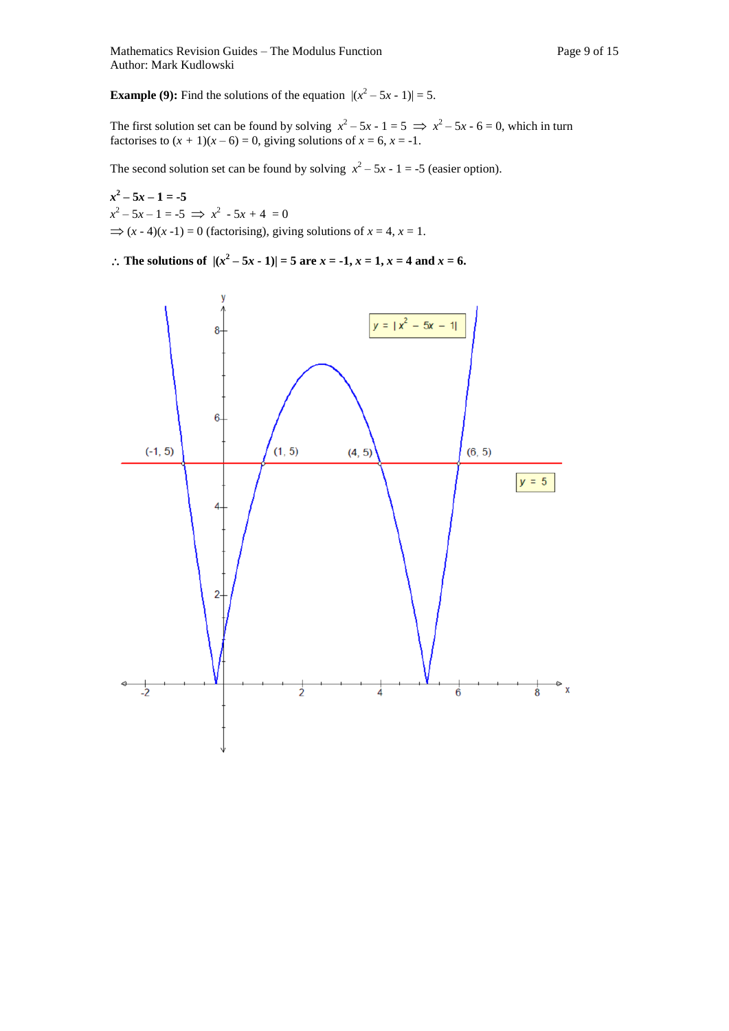**Example (9):** Find the solutions of the equation $|(x^2 - 5x - 1)| = 5$.

The first solution set can be found by solving $x^2 - 5x - 1 = 5 \Rightarrow x^2 - 5x - 6 = 0$, which in turn factorises to $(x + 1)(x - 6) = 0$, giving solutions of $x = 6$, $x = -1$.

The second solution set can be found by solving $x^2 - 5x - 1 = -5$ (easier option).

$\mathbf{x^2 - 5x - 1 = -5}$

$x^2 - 5x - 1 = -5 \Rightarrow x^2 - 5x + 4 = 0$

$\Rightarrow (x - 4)(x - 1) = 0$ (factorising), giving solutions of $x = 4$, $x = 1$.

$\therefore$ **The solutions of $|(x^2 - 5x - 1)| = 5$ are $x = -1$, $x = 1$, $x = 4$ and $x = 6$.**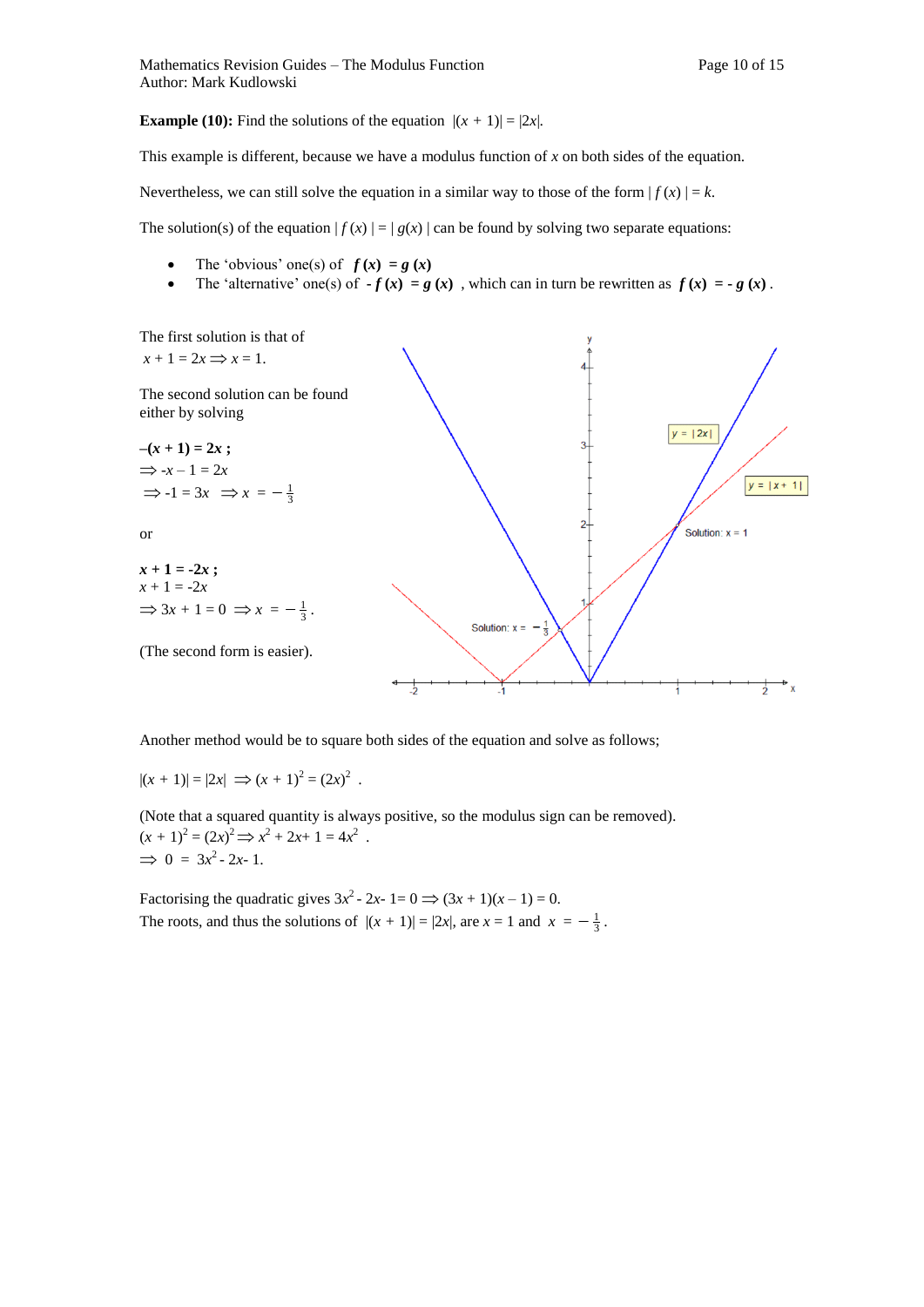**Example (10):** Find the solutions of the equation $|(x + 1)| = |2x|$.

This example is different, because we have a modulus function of $x$ on both sides of the equation.

Nevertheless, we can still solve the equation in a similar way to those of the form $|f(x)| = k$.

The solution(s) of the equation $|f(x)| = |g(x)|$ can be found by solving two separate equations:

- The 'obvious' one(s) of $\boldsymbol{f(x) = g(x)}$
- The 'alternative' one(s) of $\boldsymbol{-f(x) = g(x)}$ , which can in turn be rewritten as $\boldsymbol{f(x) = -g(x)}$.

The first solution is that of
$x + 1 = 2x \Rightarrow x = 1$.

The second solution can be found either by solving

$\boldsymbol{-(x + 1) = 2x}$ **;**
$\Rightarrow -x - 1 = 2x$
$\Rightarrow -1 = 3x \;\; \Rightarrow x = -\frac{1}{3}$

or

$\boldsymbol{x + 1 = -2x}$ **;**
$x + 1 = -2x$
$\Rightarrow 3x + 1 = 0 \Rightarrow x = -\frac{1}{3}$.

(The second form is easier).

Another method would be to square both sides of the equation and solve as follows;

$|(x + 1)| = |2x| \Rightarrow (x + 1)^2 = (2x)^2$ .

(Note that a squared quantity is always positive, so the modulus sign can be removed).
$(x + 1)^2 = (2x)^2 \Rightarrow x^2 + 2x + 1 = 4x^2$ .
$\Rightarrow \;\; 0 = 3x^2 - 2x - 1$.

Factorising the quadratic gives $3x^2 - 2x - 1 = 0 \Rightarrow (3x + 1)(x - 1) = 0$.
The roots, and thus the solutions of $|(x + 1)| = |2x|$, are $x = 1$ and $x = -\frac{1}{3}$.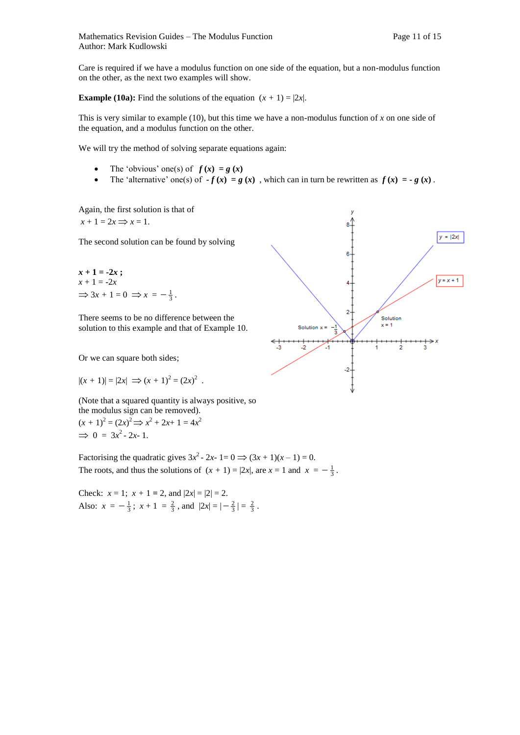Care is required if we have a modulus function on one side of the equation, but a non-modulus function on the other, as the next two examples will show.

**Example (10a):** Find the solutions of the equation $(x + 1) = |2x|$.

This is very similar to example (10), but this time we have a non-modulus function of $x$ on one side of the equation, and a modulus function on the other.

We will try the method of solving separate equations again:

- The 'obvious' one(s) of $\boldsymbol{f(x) = g(x)}$
- The 'alternative' one(s) of $\boldsymbol{-f(x) = g(x)}$ , which can in turn be rewritten as $\boldsymbol{f(x) = -g(x)}$ .

Again, the first solution is that of
$x + 1 = 2x \Rightarrow x = 1$.

The second solution can be found by solving

$\boldsymbol{x + 1 = -2x}$ **;**
$x + 1 = -2x$
$\Rightarrow 3x + 1 = 0 \Rightarrow x = -\frac{1}{3}$.

There seems to be no difference between the solution to this example and that of Example 10.

Or we can square both sides;

$|(x + 1)| = |2x| \Rightarrow (x + 1)^2 = (2x)^2$ .

(Note that a squared quantity is always positive, so the modulus sign can be removed).
$(x + 1)^2 = (2x)^2 \Rightarrow x^2 + 2x + 1 = 4x^2$
$\Rightarrow 0 = 3x^2 - 2x - 1$.

Factorising the quadratic gives $3x^2 - 2x - 1 = 0 \Rightarrow (3x + 1)(x - 1) = 0$.
The roots, and thus the solutions of $(x + 1) = |2x|$, are $x = 1$ and $x = -\frac{1}{3}$.

Check: $x = 1$; $x + 1 = 2$, and $|2x| = |2| = 2$.
Also: $x = -\frac{1}{3}$; $x + 1 = \frac{2}{3}$, and $|2x| = |-\frac{2}{3}| = \frac{2}{3}$.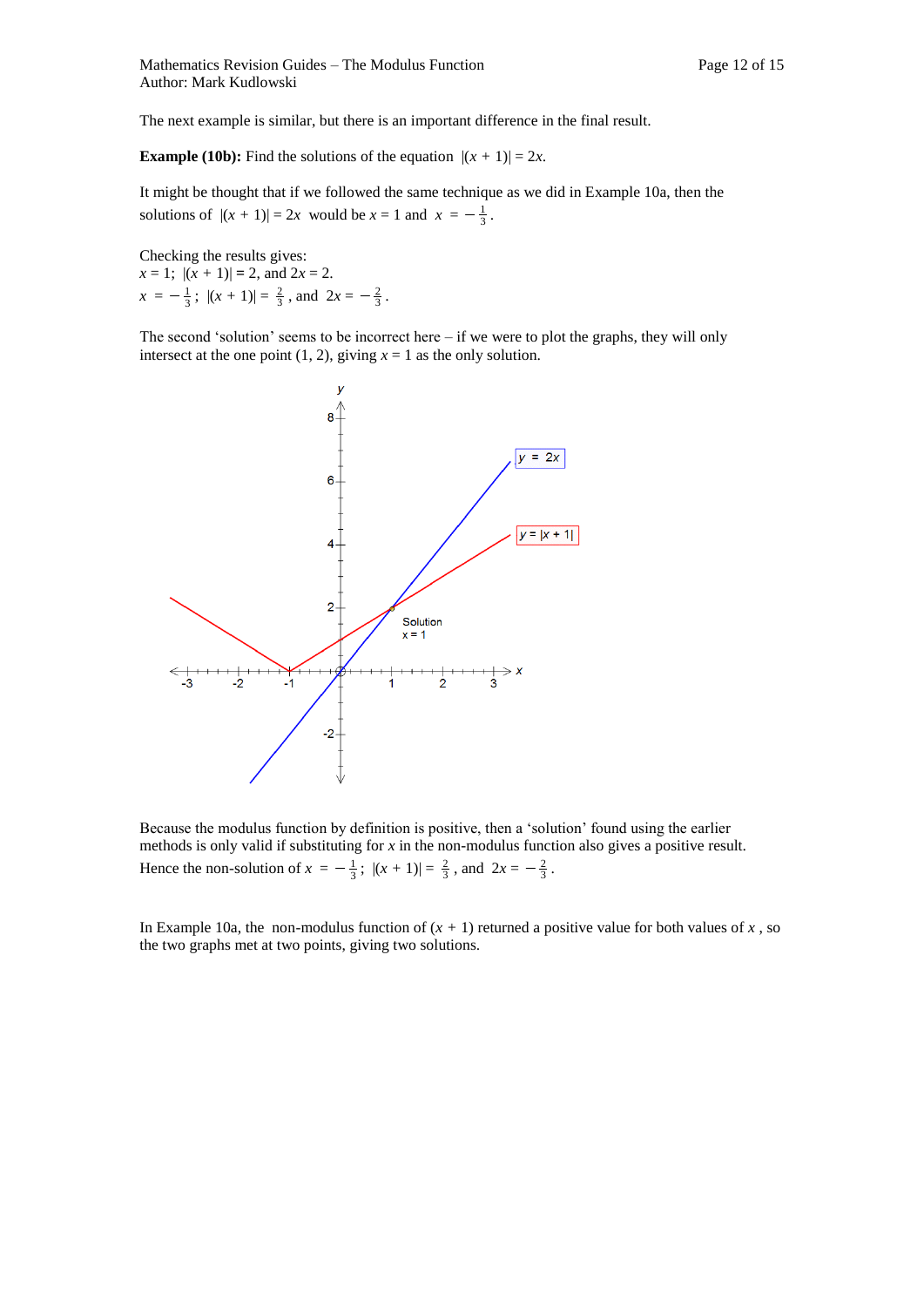The next example is similar, but there is an important difference in the final result.

**Example (10b):** Find the solutions of the equation $|(x+1)| = 2x$.

It might be thought that if we followed the same technique as we did in Example 10a, then the solutions of $|(x+1)| = 2x$ would be $x = 1$ and $x = -\frac{1}{3}$.

Checking the results gives:
$x = 1$; $|(x+1)| = 2$, and $2x = 2$.
$x = -\frac{1}{3}$; $|(x+1)| = \frac{2}{3}$, and $2x = -\frac{2}{3}$.

The second 'solution' seems to be incorrect here – if we were to plot the graphs, they will only intersect at the one point (1, 2), giving $x = 1$ as the only solution.

Because the modulus function by definition is positive, then a 'solution' found using the earlier methods is only valid if substituting for $x$ in the non-modulus function also gives a positive result.
Hence the non-solution of $x = -\frac{1}{3}$; $|(x+1)| = \frac{2}{3}$, and $2x = -\frac{2}{3}$.

In Example 10a, the non-modulus function of $(x + 1)$ returned a positive value for both values of $x$, so the two graphs met at two points, giving two solutions.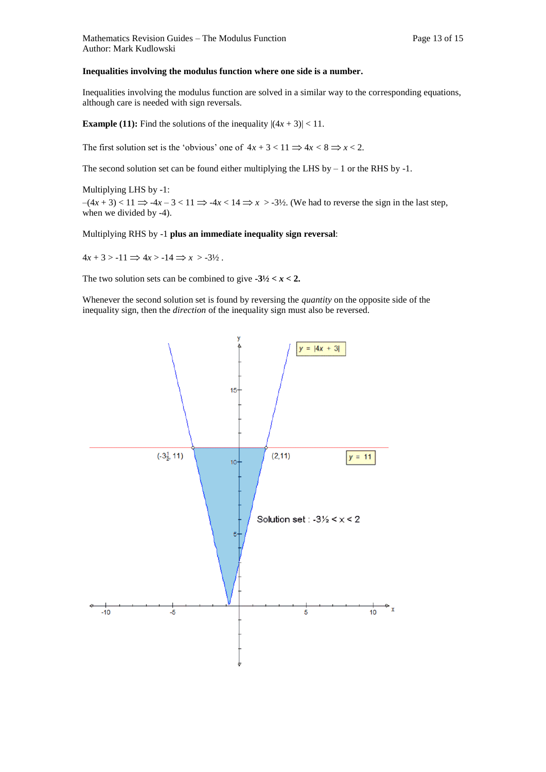**Inequalities involving the modulus function where one side is a number.**

Inequalities involving the modulus function are solved in a similar way to the corresponding equations, although care is needed with sign reversals.

**Example (11):** Find the solutions of the inequality $|(4x + 3)| < 11$.

The first solution set is the 'obvious' one of $4x + 3 < 11 \Rightarrow 4x < 8 \Rightarrow x < 2$.

The second solution set can be found either multiplying the LHS by – 1 or the RHS by -1.

Multiplying LHS by -1:
$-(4x + 3) < 11 \Rightarrow -4x - 3 < 11 \Rightarrow -4x < 14 \Rightarrow x > -3\frac{1}{2}$. (We had to reverse the sign in the last step, when we divided by -4).

Multiplying RHS by -1 **plus an immediate inequality sign reversal**:

$4x + 3 > -11 \Rightarrow 4x > -14 \Rightarrow x > -3\frac{1}{2}$.

The two solution sets can be combined to give $\mathbf{-3\frac{1}{2} < x < 2}$.

Whenever the second solution set is found by reversing the *quantity* on the opposite side of the inequality sign, then the *direction* of the inequality sign must also be reversed.

$y = |4x + 3|$

$y = 11$

$(-3\frac{1}{2}, 11)$ $(2, 11)$

Solution set : $-3\frac{1}{2} < x < 2$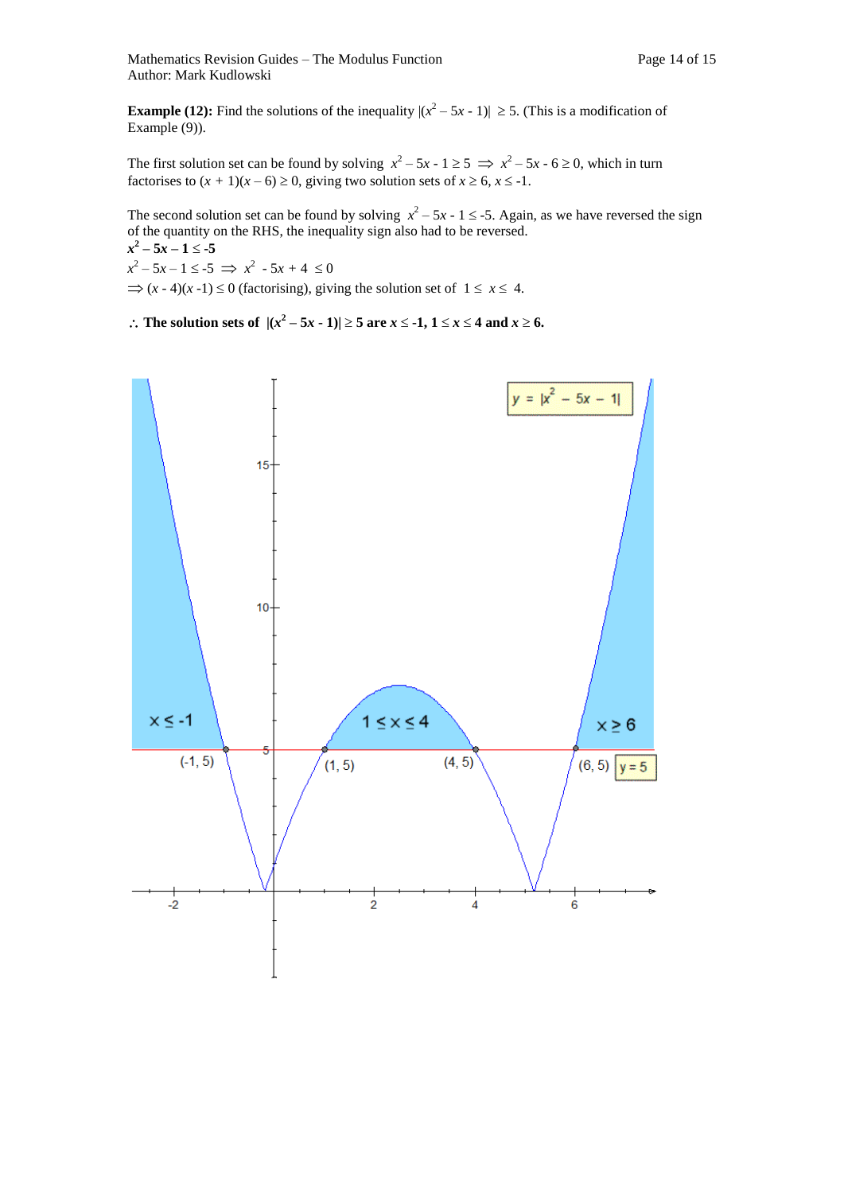**Example (12):** Find the solutions of the inequality $|(x^2 - 5x - 1)| \geq 5$. (This is a modification of Example (9)).

The first solution set can be found by solving $x^2 - 5x - 1 \geq 5 \Rightarrow x^2 - 5x - 6 \geq 0$, which in turn factorises to $(x + 1)(x - 6) \geq 0$, giving two solution sets of $x \geq 6$, $x \leq -1$.

The second solution set can be found by solving $x^2 - 5x - 1 \leq -5$. Again, as we have reversed the sign of the quantity on the RHS, the inequality sign also had to be reversed.

$\mathbf{x^2 - 5x - 1 \leq -5}$

$x^2 - 5x - 1 \leq -5 \Rightarrow x^2 - 5x + 4 \leq 0$

$\Rightarrow (x - 4)(x - 1) \leq 0$ (factorising), giving the solution set of $1 \leq x \leq 4$.

$\therefore$ **The solution sets of** $\mathbf{|(x^2 - 5x - 1)| \geq 5}$ **are** $\mathbf{x \leq -1, 1 \leq x \leq 4}$ **and** $\mathbf{x \geq 6}$**.**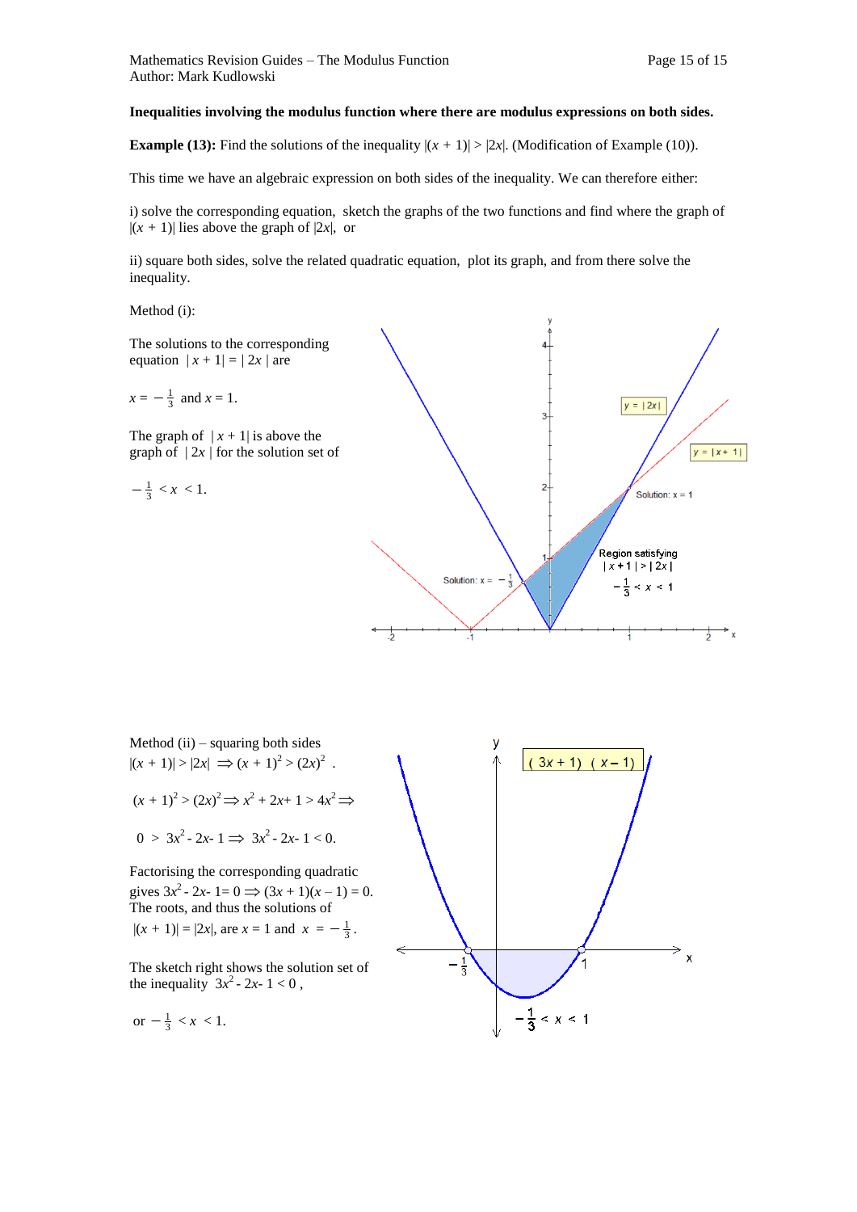**Inequalities involving the modulus function where there are modulus expressions on both sides.**

**Example (13):** Find the solutions of the inequality $|(x+1)| > |2x|$. (Modification of Example (10)).

This time we have an algebraic expression on both sides of the inequality. We can therefore either:

i) solve the corresponding equation, sketch the graphs of the two functions and find where the graph of $|(x+1)|$ lies above the graph of $|2x|$, or

ii) square both sides, solve the related quadratic equation, plot its graph, and from there solve the inequality.

Method (i):

The solutions to the corresponding equation $|x+1| = |2x|$ are

$x = -\frac{1}{3}$ and $x = 1$.

The graph of $|x+1|$ is above the graph of $|2x|$ for the solution set of

$-\frac{1}{3} < x < 1$.

y = | 2x |

y = | x + 1 |

Solution: x = 1

Solution: x = $-\frac{1}{3}$

Region satisfying

| x + 1 | > | 2x |

$-\frac{1}{3} < x < 1$

Method (ii) – squaring both sides

$|(x+1)| > |2x| \Rightarrow (x+1)^2 > (2x)^2$ .

$(x+1)^2 > (2x)^2 \Rightarrow x^2 + 2x + 1 > 4x^2 \Rightarrow$

$0 > 3x^2 - 2x - 1 \Rightarrow 3x^2 - 2x - 1 < 0.$

Factorising the corresponding quadratic gives $3x^2 - 2x - 1 = 0 \Rightarrow (3x+1)(x-1) = 0$.
The roots, and thus the solutions of $|(x+1)| = |2x|$, are $x = 1$ and $x = -\frac{1}{3}$.

The sketch right shows the solution set of the inequality $3x^2 - 2x - 1 < 0$ ,

or $-\frac{1}{3} < x < 1$.

( 3x + 1) ( x − 1)

$-\frac{1}{3} < x < 1$